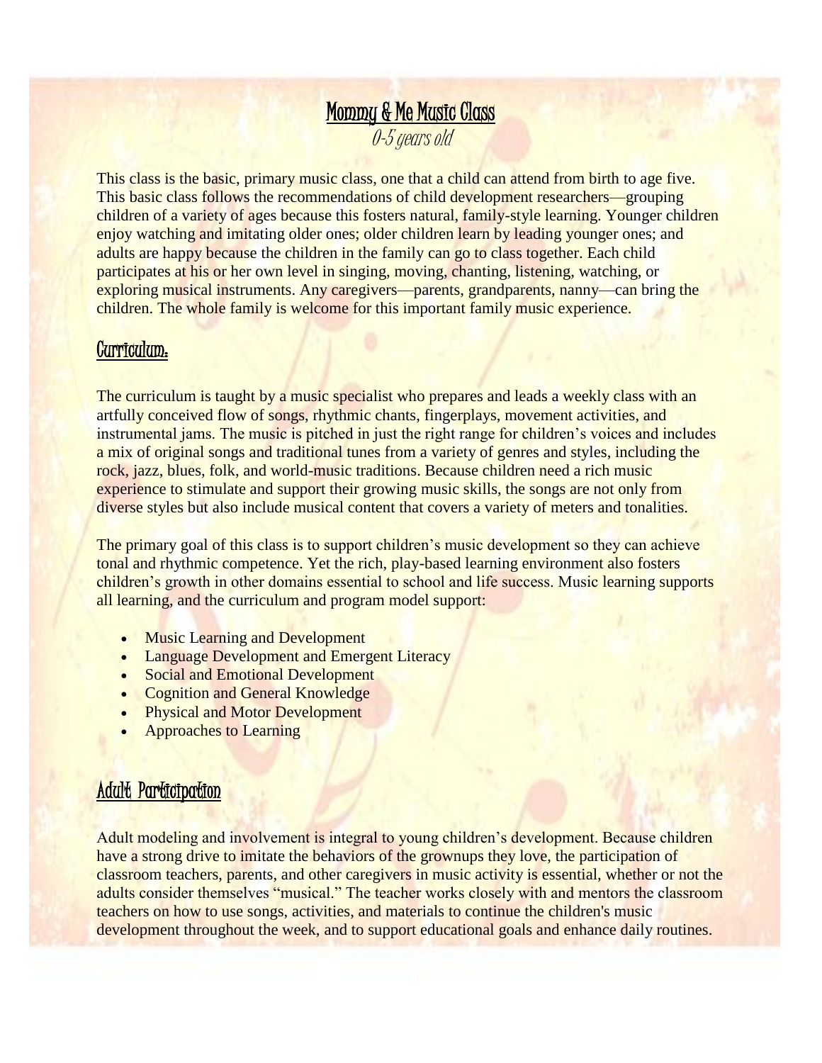# Mommy & Me Music Class

*0-5 years old*

This class is the basic, primary music class, one that a child can attend from birth to age five. This basic class follows the recommendations of child development researchers—grouping children of a variety of ages because this fosters natural, family-style learning. Younger children enjoy watching and imitating older ones; older children learn by leading younger ones; and adults are happy because the children in the family can go to class together. Each child participates at his or her own level in singing, moving, chanting, listening, watching, or exploring musical instruments. Any caregivers—parents, grandparents, nanny—can bring the children. The whole family is welcome for this important family music experience.

## Curriculum:

The curriculum is taught by a music specialist who prepares and leads a weekly class with an artfully conceived flow of songs, rhythmic chants, fingerplays, movement activities, and instrumental jams. The music is pitched in just the right range for children's voices and includes a mix of original songs and traditional tunes from a variety of genres and styles, including the rock, jazz, blues, folk, and world-music traditions. Because children need a rich music experience to stimulate and support their growing music skills, the songs are not only from diverse styles but also include musical content that covers a variety of meters and tonalities.

The primary goal of this class is to support children's music development so they can achieve tonal and rhythmic competence. Yet the rich, play-based learning environment also fosters children's growth in other domains essential to school and life success. Music learning supports all learning, and the curriculum and program model support:

- Music Learning and Development
- Language Development and Emergent Literacy
- Social and Emotional Development
- Cognition and General Knowledge
- Physical and Motor Development
- Approaches to Learning

## Adult Participation

Adult modeling and involvement is integral to young children's development. Because children have a strong drive to imitate the behaviors of the grownups they love, the participation of classroom teachers, parents, and other caregivers in music activity is essential, whether or not the adults consider themselves "musical." The teacher works closely with and mentors the classroom teachers on how to use songs, activities, and materials to continue the children's music development throughout the week, and to support educational goals and enhance daily routines.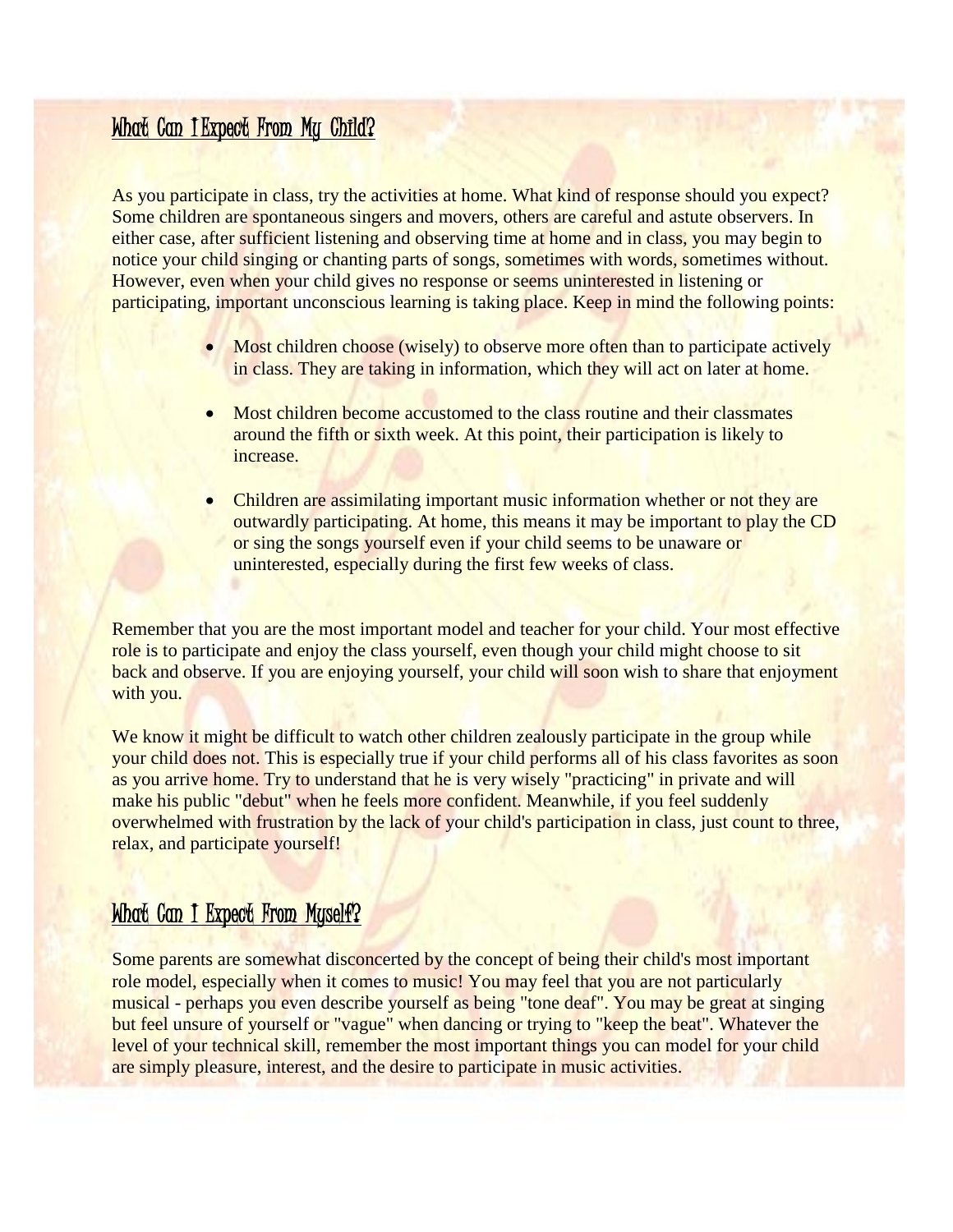## What Can I Expect From My Child?

As you participate in class, try the activities at home. What kind of response should you expect? Some children are spontaneous singers and movers, others are careful and astute observers. In either case, after sufficient listening and observing time at home and in class, you may begin to notice your child singing or chanting parts of songs, sometimes with words, sometimes without. However, even when your child gives no response or seems uninterested in listening or participating, important unconscious learning is taking place. Keep in mind the following points:

- Most children choose (wisely) to observe more often than to participate actively in class. They are taking in information, which they will act on later at home.
- Most children become accustomed to the class routine and their classmates around the fifth or sixth week. At this point, their participation is likely to increase.
- Children are assimilating important music information whether or not they are outwardly participating. At home, this means it may be important to play the CD or sing the songs yourself even if your child seems to be unaware or uninterested, especially during the first few weeks of class.

Remember that you are the most important model and teacher for your child. Your most effective role is to participate and enjoy the class yourself, even though your child might choose to sit back and observe. If you are enjoying yourself, your child will soon wish to share that enjoyment with you.

We know it might be difficult to watch other children zealously participate in the group while your child does not. This is especially true if your child performs all of his class favorites as soon as you arrive home. Try to understand that he is very wisely "practicing" in private and will make his public "debut" when he feels more confident. Meanwhile, if you feel suddenly overwhelmed with frustration by the lack of your child's participation in class, just count to three, relax, and participate yourself!

## What Can I Expect From Myself?

Some parents are somewhat disconcerted by the concept of being their child's most important role model, especially when it comes to music! You may feel that you are not particularly musical - perhaps you even describe yourself as being "tone deaf". You may be great at singing but feel unsure of yourself or "vague" when dancing or trying to "keep the beat". Whatever the level of your technical skill, remember the most important things you can model for your child are simply pleasure, interest, and the desire to participate in music activities.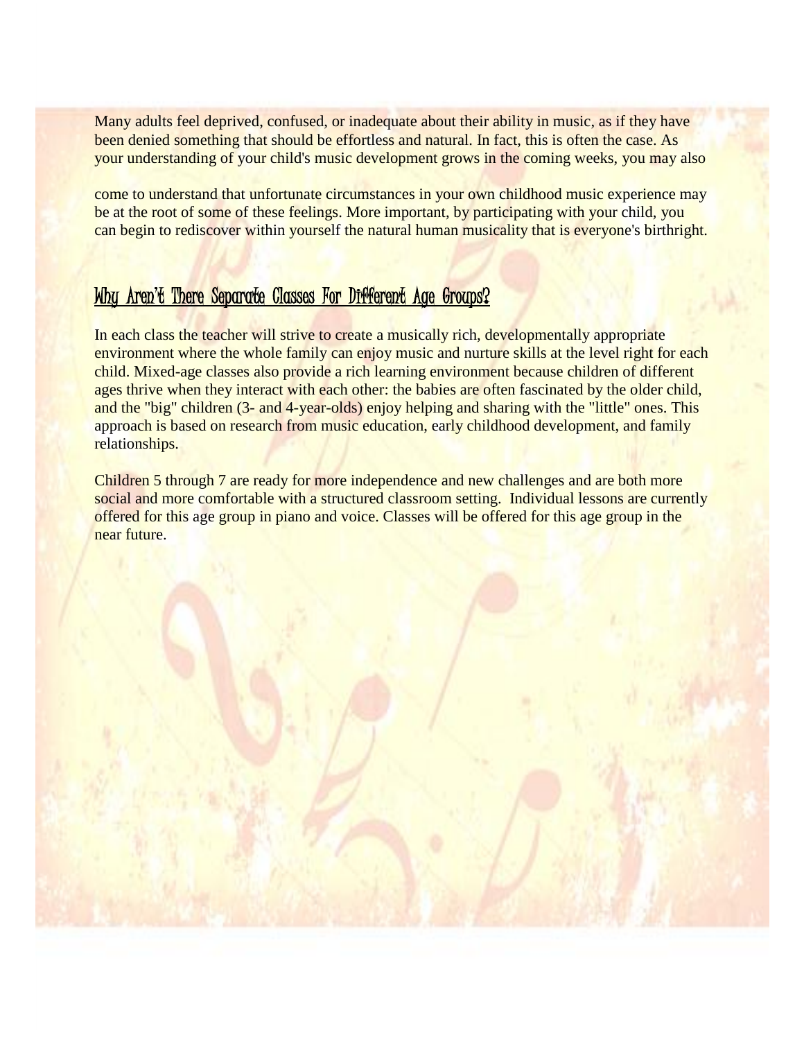Many adults feel deprived, confused, or inadequate about their ability in music, as if they have been denied something that should be effortless and natural. In fact, this is often the case. As your understanding of your child's music development grows in the coming weeks, you may also

come to understand that unfortunate circumstances in your own childhood music experience may be at the root of some of these feelings. More important, by participating with your child, you can begin to rediscover within yourself the natural human musicality that is everyone's birthright.

## Why Aren't There Separate Classes For Different Age Groups?

In each class the teacher will strive to create a musically rich, developmentally appropriate environment where the whole family can enjoy music and nurture skills at the level right for each child. Mixed-age classes also provide a rich learning environment because children of different ages thrive when they interact with each other: the babies are often fascinated by the older child, and the "big" children (3- and 4-year-olds) enjoy helping and sharing with the "little" ones. This approach is based on research from music education, early childhood development, and family relationships.

Children 5 through 7 are ready for more independence and new challenges and are both more social and more comfortable with a structured classroom setting. Individual lessons are currently offered for this age group in piano and voice. Classes will be offered for this age group in the near future.